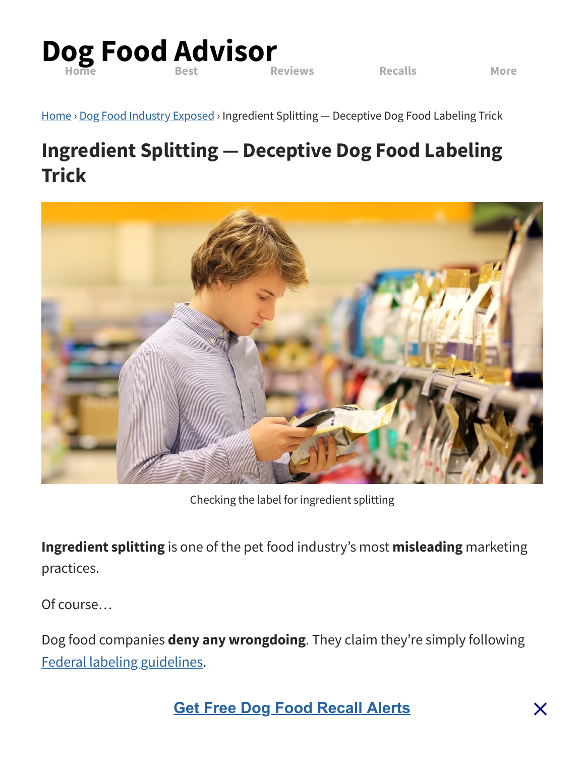Dog Food Advisor

Home Best Reviews Recalls More

Home › Dog Food Industry Exposed › Ingredient Splitting — Deceptive Dog Food Labeling Trick

# Ingredient Splitting — Deceptive Dog Food Labeling Trick

Checking the label for ingredient splitting

**Ingredient splitting** is one of the pet food industry's most **misleading** marketing practices.

Of course…

Dog food companies **deny any wrongdoing**. They claim they're simply following Federal labeling guidelines.

Get Free Dog Food Recall Alerts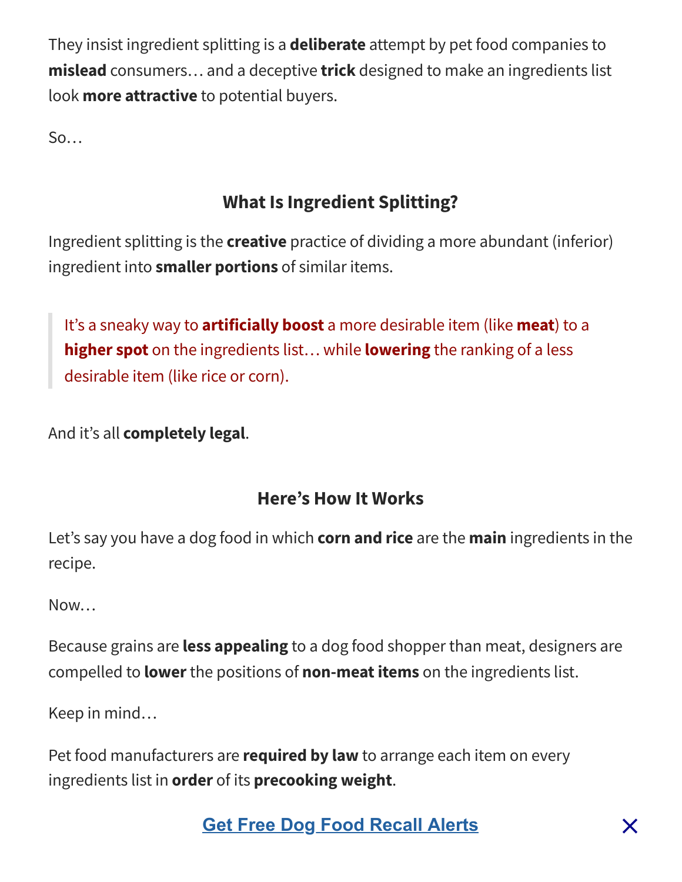They insist ingredient splitting is a **deliberate** attempt by pet food companies to **mislead** consumers… and a deceptive **trick** designed to make an ingredients list look **more attractive** to potential buyers.

So…

## What Is Ingredient Splitting?

Ingredient splitting is the **creative** practice of dividing a more abundant (inferior) ingredient into **smaller portions** of similar items.

> It's a sneaky way to **artificially boost** a more desirable item (like **meat**) to a **higher spot** on the ingredients list… while **lowering** the ranking of a less desirable item (like rice or corn).

And it's all **completely legal**.

## Here's How It Works

Let's say you have a dog food in which **corn and rice** are the **main** ingredients in the recipe.

Now…

Because grains are **less appealing** to a dog food shopper than meat, designers are compelled to **lower** the positions of **non-meat items** on the ingredients list.

Keep in mind…

Pet food manufacturers are **required by law** to arrange each item on every ingredients list in **order** of its **precooking weight**.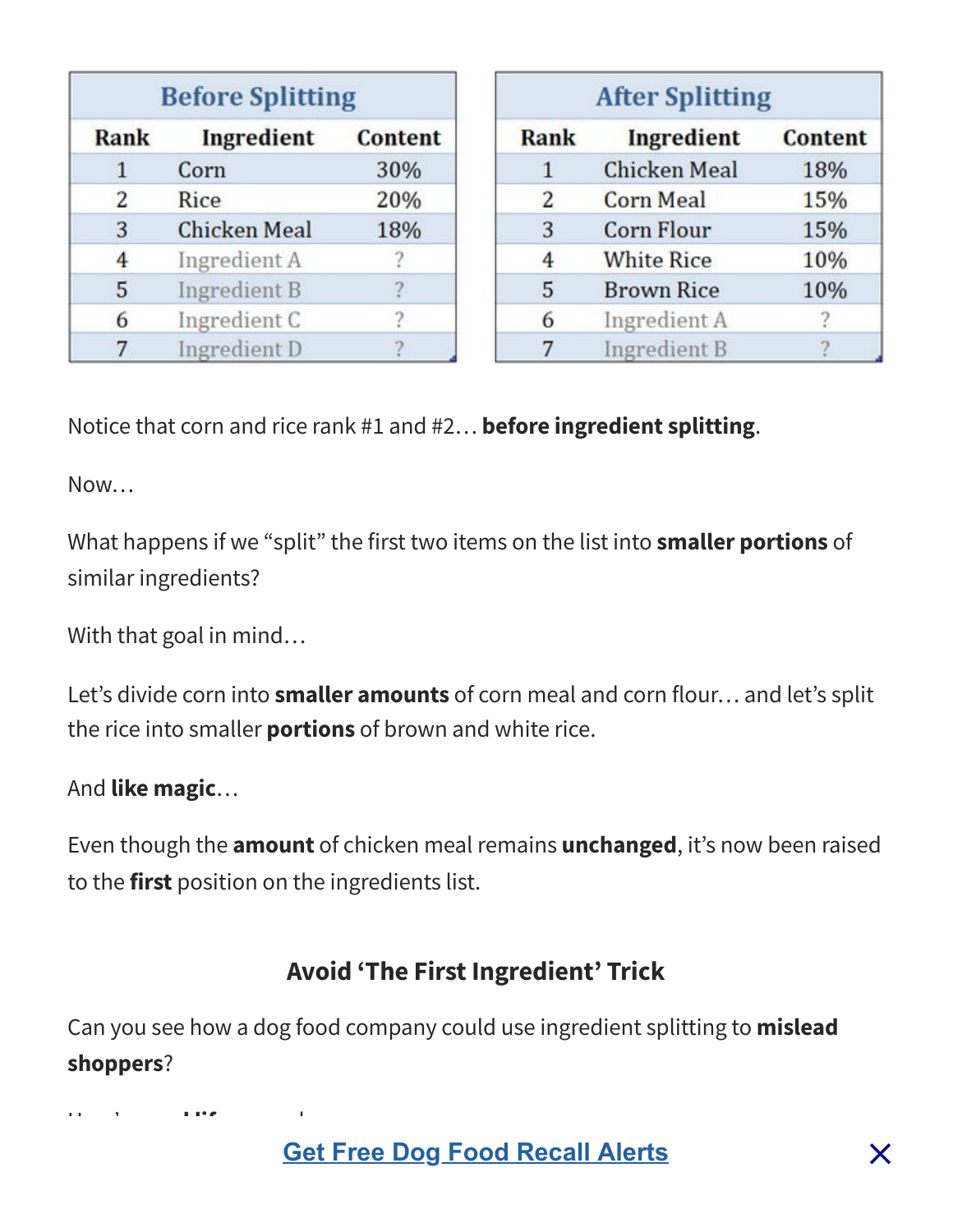| Before Splitting | | |
|---|---|---|
| **Rank** | **Ingredient** | **Content** |
| 1 | Corn | 30% |
| 2 | Rice | 20% |
| 3 | Chicken Meal | 18% |
| 4 | Ingredient A | ? |
| 5 | Ingredient B | ? |
| 6 | Ingredient C | ? |
| 7 | Ingredient D | ? |

| After Splitting | | |
|---|---|---|
| **Rank** | **Ingredient** | **Content** |
| 1 | Chicken Meal | 18% |
| 2 | Corn Meal | 15% |
| 3 | Corn Flour | 15% |
| 4 | White Rice | 10% |
| 5 | Brown Rice | 10% |
| 6 | Ingredient A | ? |
| 7 | Ingredient B | ? |

Notice that corn and rice rank #1 and #2… **before ingredient splitting**.

Now…

What happens if we "split" the first two items on the list into **smaller portions** of similar ingredients?

With that goal in mind…

Let's divide corn into **smaller amounts** of corn meal and corn flour… and let's split the rice into smaller **portions** of brown and white rice.

And **like magic**…

Even though the **amount** of chicken meal remains **unchanged**, it's now been raised to the **first** position on the ingredients list.

## Avoid 'The First Ingredient' Trick

Can you see how a dog food company could use ingredient splitting to **mislead shoppers**?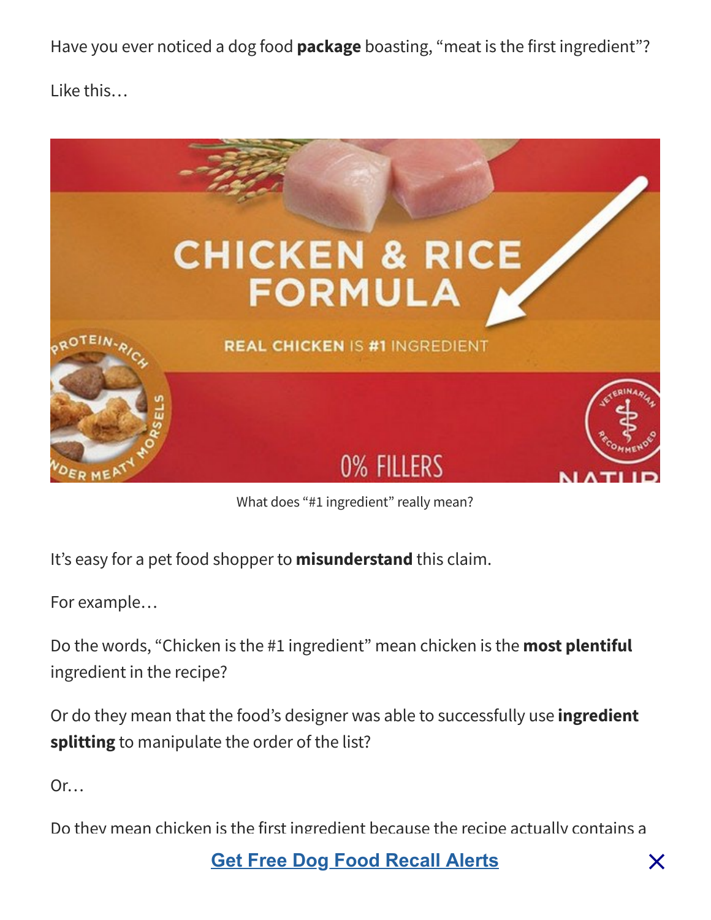Have you ever noticed a dog food **package** boasting, “meat is the first ingredient”?

Like this…

What does “#1 ingredient” really mean?

It’s easy for a pet food shopper to **misunderstand** this claim.

For example…

Do the words, “Chicken is the #1 ingredient” mean chicken is the **most plentiful** ingredient in the recipe?

Or do they mean that the food’s designer was able to successfully use **ingredient splitting** to manipulate the order of the list?

Or…

Do they mean chicken is the first ingredient because the recipe actually contains a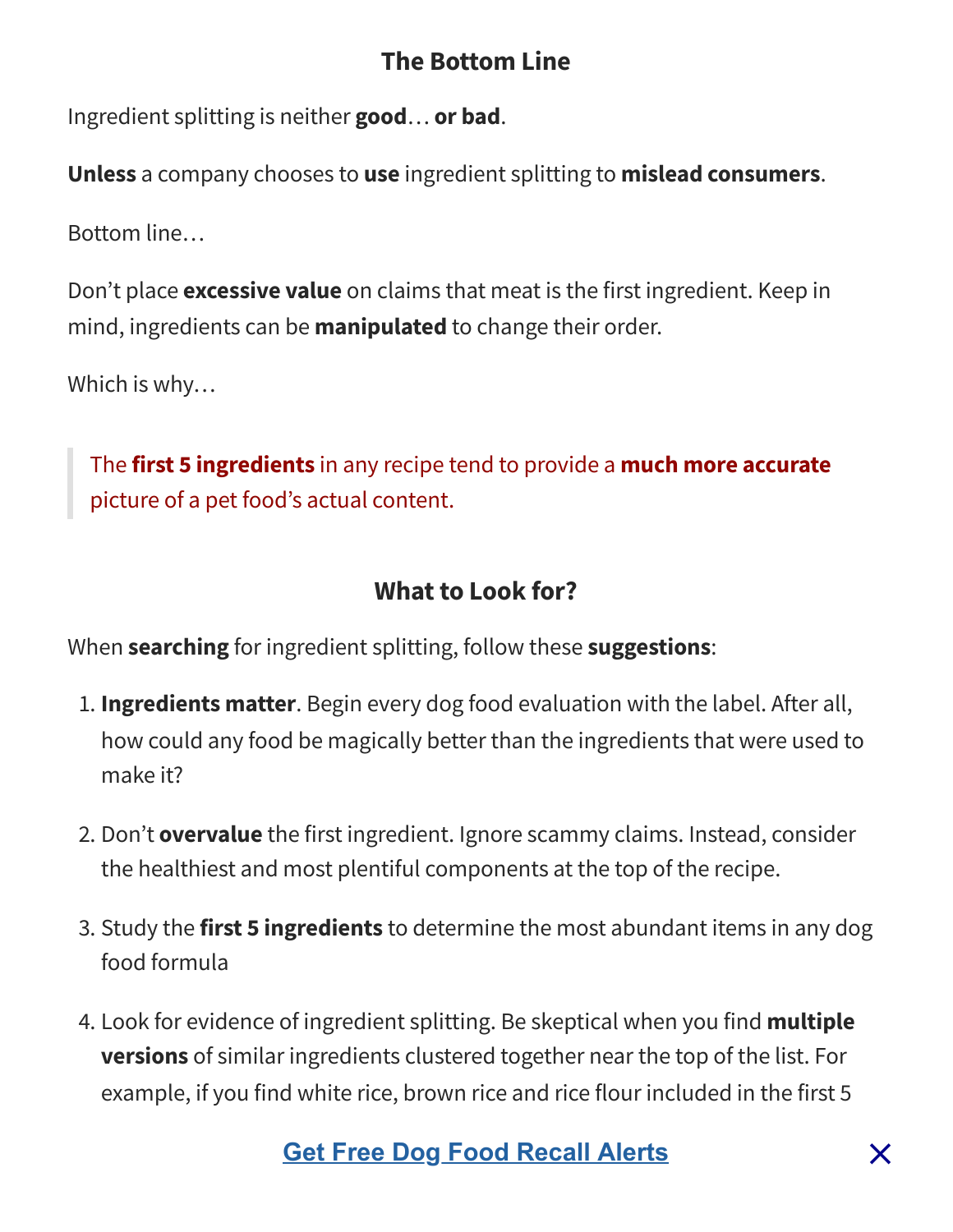## The Bottom Line

Ingredient splitting is neither **good**… **or bad**.

**Unless** a company chooses to **use** ingredient splitting to **mislead consumers**.

Bottom line…

Don't place **excessive value** on claims that meat is the first ingredient. Keep in mind, ingredients can be **manipulated** to change their order.

Which is why…

> The **first 5 ingredients** in any recipe tend to provide a **much more accurate** picture of a pet food's actual content.

## What to Look for?

When **searching** for ingredient splitting, follow these **suggestions**:

1. **Ingredients matter**. Begin every dog food evaluation with the label. After all, how could any food be magically better than the ingredients that were used to make it?
2. Don't **overvalue** the first ingredient. Ignore scammy claims. Instead, consider the healthiest and most plentiful components at the top of the recipe.
3. Study the **first 5 ingredients** to determine the most abundant items in any dog food formula
4. Look for evidence of ingredient splitting. Be skeptical when you find **multiple versions** of similar ingredients clustered together near the top of the list. For example, if you find white rice, brown rice and rice flour included in the first 5

Get Free Dog Food Recall Alerts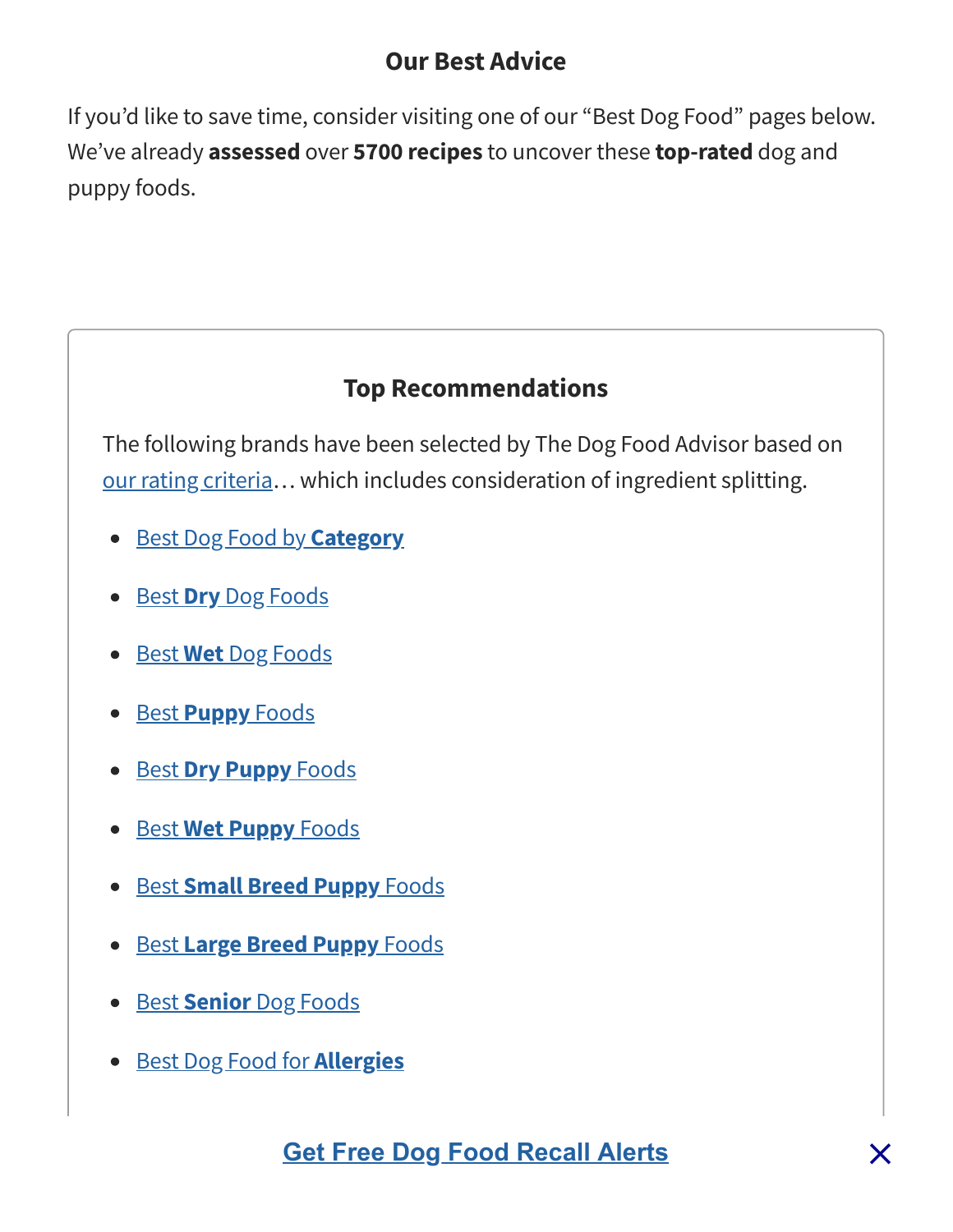## Our Best Advice

If you'd like to save time, consider visiting one of our "Best Dog Food" pages below. We've already **assessed** over **5700 recipes** to uncover these **top-rated** dog and puppy foods.

### Top Recommendations

The following brands have been selected by The Dog Food Advisor based on our rating criteria… which includes consideration of ingredient splitting.

- Best Dog Food by **Category**
- Best **Dry** Dog Foods
- Best **Wet** Dog Foods
- Best **Puppy** Foods
- Best **Dry Puppy** Foods
- Best **Wet Puppy** Foods
- Best **Small Breed Puppy** Foods
- Best **Large Breed Puppy** Foods
- Best **Senior** Dog Foods
- Best Dog Food for **Allergies**

**Get Free Dog Food Recall Alerts**